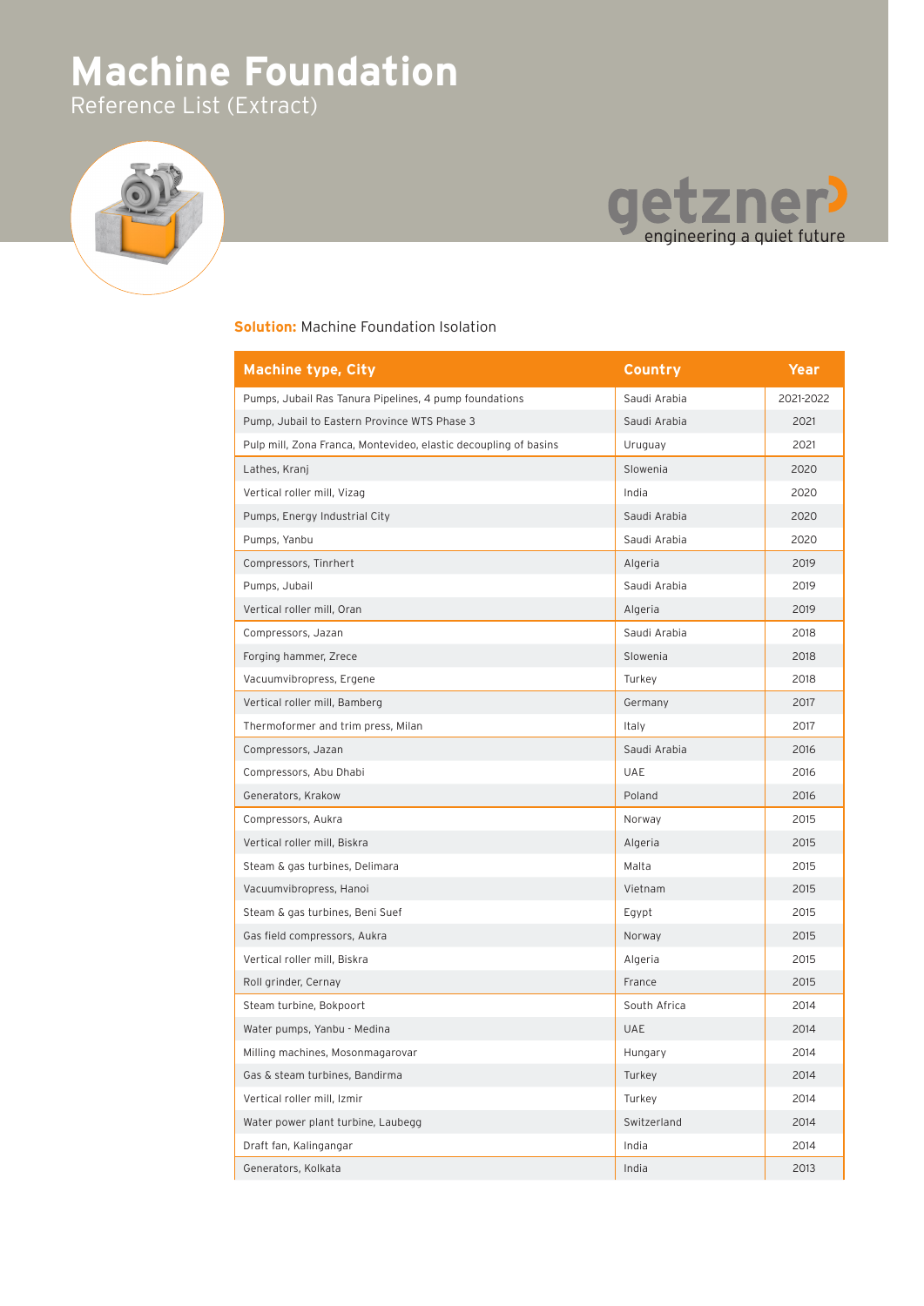# Machine Foundation

Reference List (Extract)

getzner

engineering a quiet future

**Solution:** Machine Foundation Isolation

| Machine type, City | Country | Year |
| --- | --- | --- |
| Pumps, Jubail Ras Tanura Pipelines, 4 pump foundations | Saudi Arabia | 2021-2022 |
| Pump, Jubail to Eastern Province WTS Phase 3 | Saudi Arabia | 2021 |
| Pulp mill, Zona Franca, Montevideo, elastic decoupling of basins | Uruguay | 2021 |
| Lathes, Kranj | Slowenia | 2020 |
| Vertical roller mill, Vizag | India | 2020 |
| Pumps, Energy Industrial City | Saudi Arabia | 2020 |
| Pumps, Yanbu | Saudi Arabia | 2020 |
| Compressors, Tinrhert | Algeria | 2019 |
| Pumps, Jubail | Saudi Arabia | 2019 |
| Vertical roller mill, Oran | Algeria | 2019 |
| Compressors, Jazan | Saudi Arabia | 2018 |
| Forging hammer, Zrece | Slowenia | 2018 |
| Vacuumvibropress, Ergene | Turkey | 2018 |
| Vertical roller mill, Bamberg | Germany | 2017 |
| Thermoformer and trim press, Milan | Italy | 2017 |
| Compressors, Jazan | Saudi Arabia | 2016 |
| Compressors, Abu Dhabi | UAE | 2016 |
| Generators, Krakow | Poland | 2016 |
| Compressors, Aukra | Norway | 2015 |
| Vertical roller mill, Biskra | Algeria | 2015 |
| Steam & gas turbines, Delimara | Malta | 2015 |
| Vacuumvibropress, Hanoi | Vietnam | 2015 |
| Steam & gas turbines, Beni Suef | Egypt | 2015 |
| Gas field compressors, Aukra | Norway | 2015 |
| Vertical roller mill, Biskra | Algeria | 2015 |
| Roll grinder, Cernay | France | 2015 |
| Steam turbine, Bokpoort | South Africa | 2014 |
| Water pumps, Yanbu - Medina | UAE | 2014 |
| Milling machines, Mosonmagarovar | Hungary | 2014 |
| Gas & steam turbines, Bandirma | Turkey | 2014 |
| Vertical roller mill, Izmir | Turkey | 2014 |
| Water power plant turbine, Laubegg | Switzerland | 2014 |
| Draft fan, Kalingangar | India | 2014 |
| Generators, Kolkata | India | 2013 |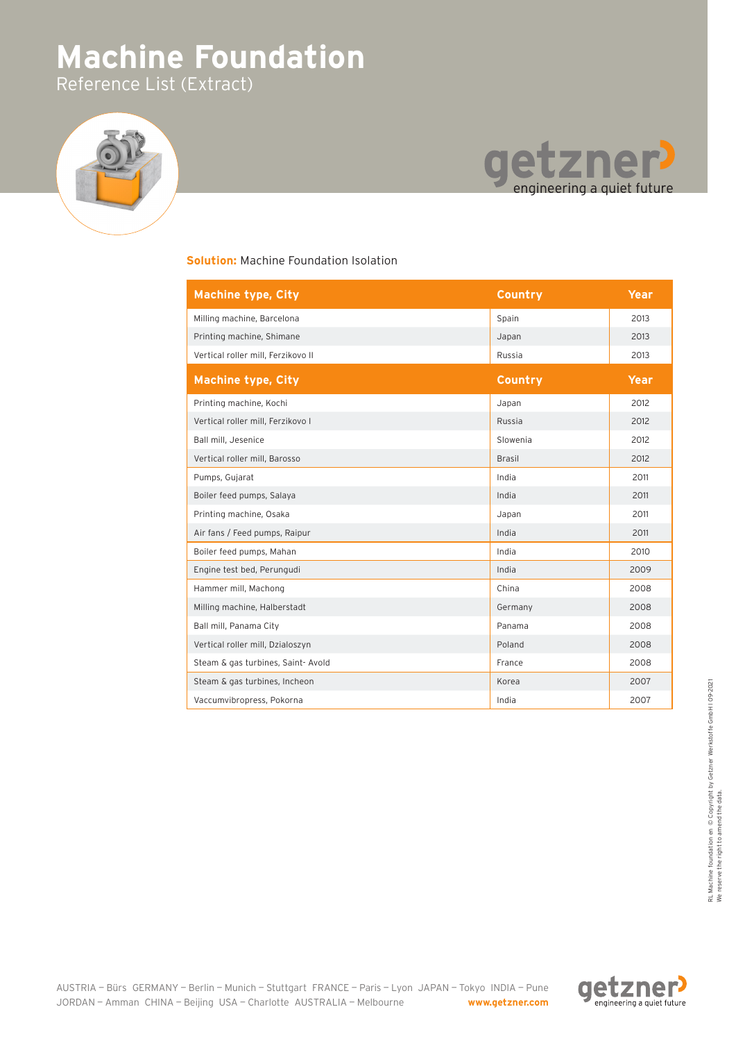# Machine Foundation

Reference List (Extract)

getzner engineering a quiet future

**Solution:** Machine Foundation Isolation

| Machine type, City | Country | Year |
|---|---|---|
| Milling machine, Barcelona | Spain | 2013 |
| Printing machine, Shimane | Japan | 2013 |
| Vertical roller mill, Ferzikovo II | Russia | 2013 |
| **Machine type, City** | **Country** | **Year** |
| Printing machine, Kochi | Japan | 2012 |
| Vertical roller mill, Ferzikovo I | Russia | 2012 |
| Ball mill, Jesenice | Slowenia | 2012 |
| Vertical roller mill, Barosso | Brasil | 2012 |
| Pumps, Gujarat | India | 2011 |
| Boiler feed pumps, Salaya | India | 2011 |
| Printing machine, Osaka | Japan | 2011 |
| Air fans / Feed pumps, Raipur | India | 2011 |
| Boiler feed pumps, Mahan | India | 2010 |
| Engine test bed, Perungudi | India | 2009 |
| Hammer mill, Machong | China | 2008 |
| Milling machine, Halberstadt | Germany | 2008 |
| Ball mill, Panama City | Panama | 2008 |
| Vertical roller mill, Dzialoszyn | Poland | 2008 |
| Steam & gas turbines, Saint- Avold | France | 2008 |
| Steam & gas turbines, Incheon | Korea | 2007 |
| Vaccumvibropress, Pokorna | India | 2007 |

RL Machine foundation en © Copyright by Getzner Werkstoffe GmbH I 09.2021
We reserve the right to amend the data.

AUSTRIA – Bürs GERMANY – Berlin – Munich – Stuttgart FRANCE – Paris – Lyon JAPAN – Tokyo INDIA – Pune
JORDAN – Amman CHINA – Beijing USA – Charlotte AUSTRALIA – Melbourne **www.getzner.com**